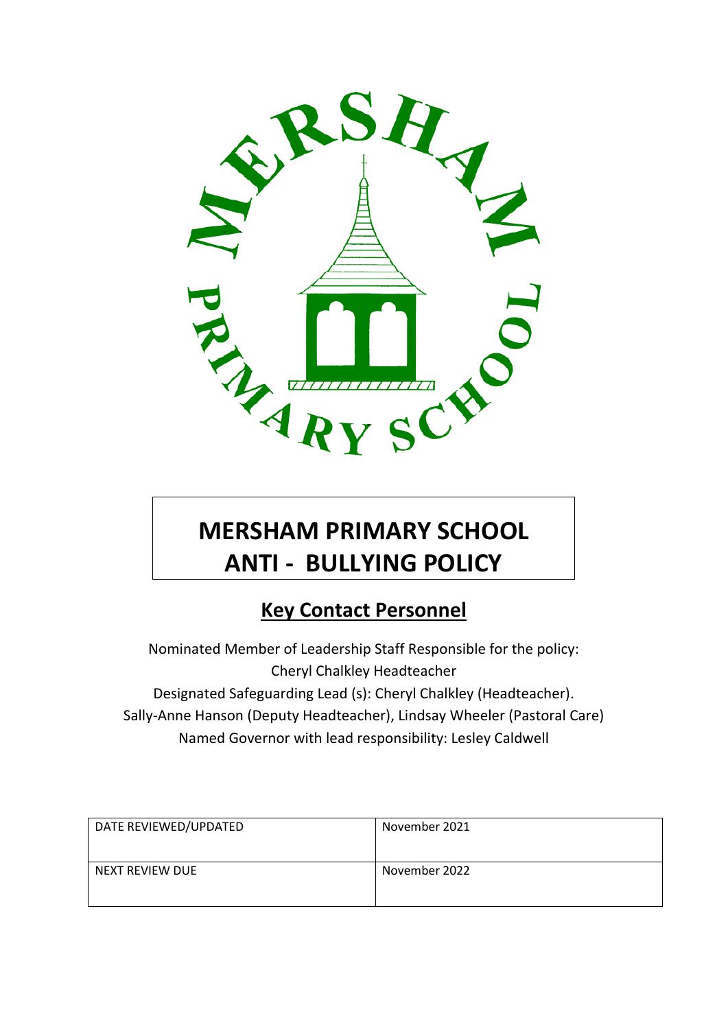# MERSHAM PRIMARY SCHOOL
# ANTI - BULLYING POLICY

## Key Contact Personnel

Nominated Member of Leadership Staff Responsible for the policy:
Cheryl Chalkley Headteacher
Designated Safeguarding Lead (s): Cheryl Chalkley (Headteacher).
Sally-Anne Hanson (Deputy Headteacher), Lindsay Wheeler (Pastoral Care)
Named Governor with lead responsibility: Lesley Caldwell

| DATE REVIEWED/UPDATED | November 2021 |
| --- | --- |
| NEXT REVIEW DUE | November 2022 |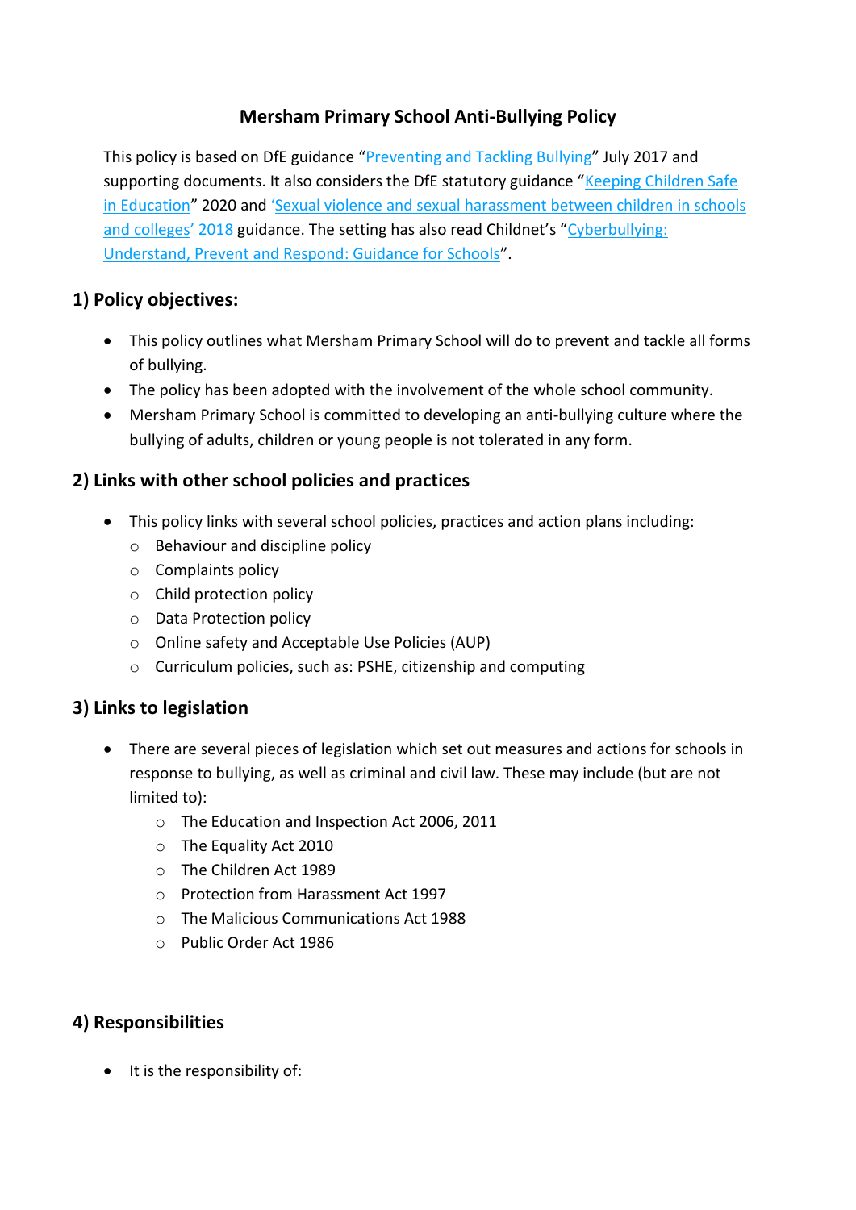# Mersham Primary School Anti-Bullying Policy

This policy is based on DfE guidance "Preventing and Tackling Bullying" July 2017 and supporting documents. It also considers the DfE statutory guidance "Keeping Children Safe in Education" 2020 and 'Sexual violence and sexual harassment between children in schools and colleges' 2018 guidance. The setting has also read Childnet's "Cyberbullying: Understand, Prevent and Respond: Guidance for Schools".

## 1) Policy objectives:

- This policy outlines what Mersham Primary School will do to prevent and tackle all forms of bullying.
- The policy has been adopted with the involvement of the whole school community.
- Mersham Primary School is committed to developing an anti-bullying culture where the bullying of adults, children or young people is not tolerated in any form.

## 2) Links with other school policies and practices

- This policy links with several school policies, practices and action plans including:
  - Behaviour and discipline policy
  - Complaints policy
  - Child protection policy
  - Data Protection policy
  - Online safety and Acceptable Use Policies (AUP)
  - Curriculum policies, such as: PSHE, citizenship and computing

## 3) Links to legislation

- There are several pieces of legislation which set out measures and actions for schools in response to bullying, as well as criminal and civil law. These may include (but are not limited to):
  - The Education and Inspection Act 2006, 2011
  - The Equality Act 2010
  - The Children Act 1989
  - Protection from Harassment Act 1997
  - The Malicious Communications Act 1988
  - Public Order Act 1986

## 4) Responsibilities

- It is the responsibility of: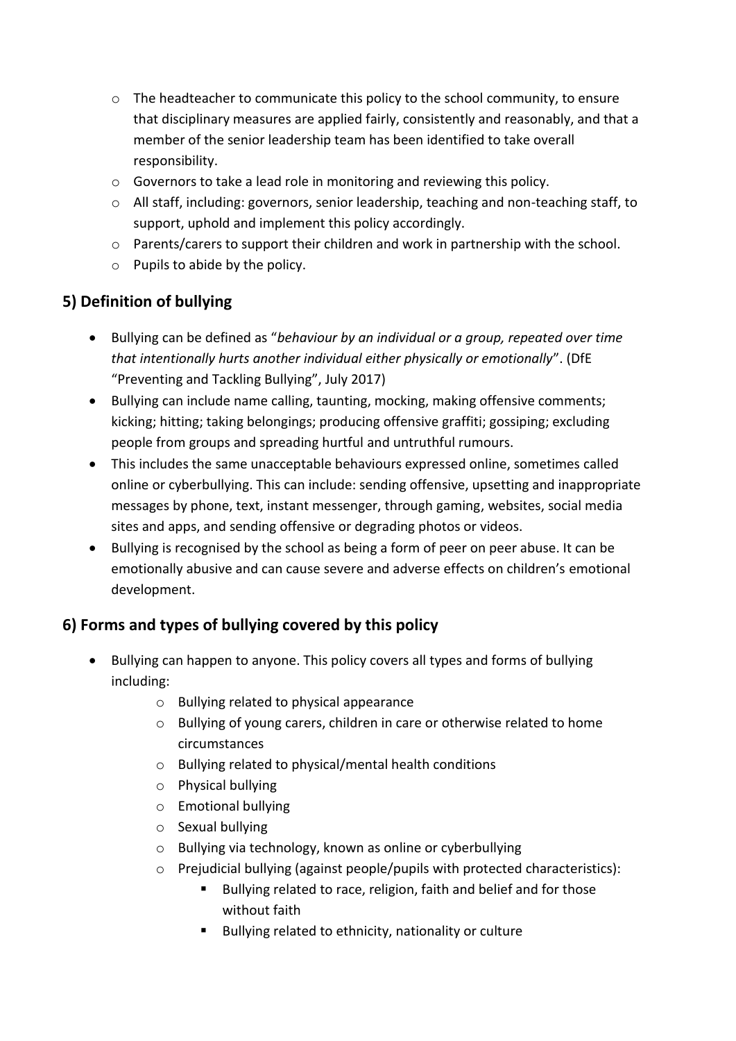- The headteacher to communicate this policy to the school community, to ensure that disciplinary measures are applied fairly, consistently and reasonably, and that a member of the senior leadership team has been identified to take overall responsibility.
- Governors to take a lead role in monitoring and reviewing this policy.
- All staff, including: governors, senior leadership, teaching and non-teaching staff, to support, uphold and implement this policy accordingly.
- Parents/carers to support their children and work in partnership with the school.
- Pupils to abide by the policy.

## 5) Definition of bullying

- Bullying can be defined as "*behaviour by an individual or a group, repeated over time that intentionally hurts another individual either physically or emotionally*". (DfE "Preventing and Tackling Bullying", July 2017)
- Bullying can include name calling, taunting, mocking, making offensive comments; kicking; hitting; taking belongings; producing offensive graffiti; gossiping; excluding people from groups and spreading hurtful and untruthful rumours.
- This includes the same unacceptable behaviours expressed online, sometimes called online or cyberbullying. This can include: sending offensive, upsetting and inappropriate messages by phone, text, instant messenger, through gaming, websites, social media sites and apps, and sending offensive or degrading photos or videos.
- Bullying is recognised by the school as being a form of peer on peer abuse. It can be emotionally abusive and can cause severe and adverse effects on children's emotional development.

## 6) Forms and types of bullying covered by this policy

- Bullying can happen to anyone. This policy covers all types and forms of bullying including:
  - Bullying related to physical appearance
  - Bullying of young carers, children in care or otherwise related to home circumstances
  - Bullying related to physical/mental health conditions
  - Physical bullying
  - Emotional bullying
  - Sexual bullying
  - Bullying via technology, known as online or cyberbullying
  - Prejudicial bullying (against people/pupils with protected characteristics):
    - Bullying related to race, religion, faith and belief and for those without faith
    - Bullying related to ethnicity, nationality or culture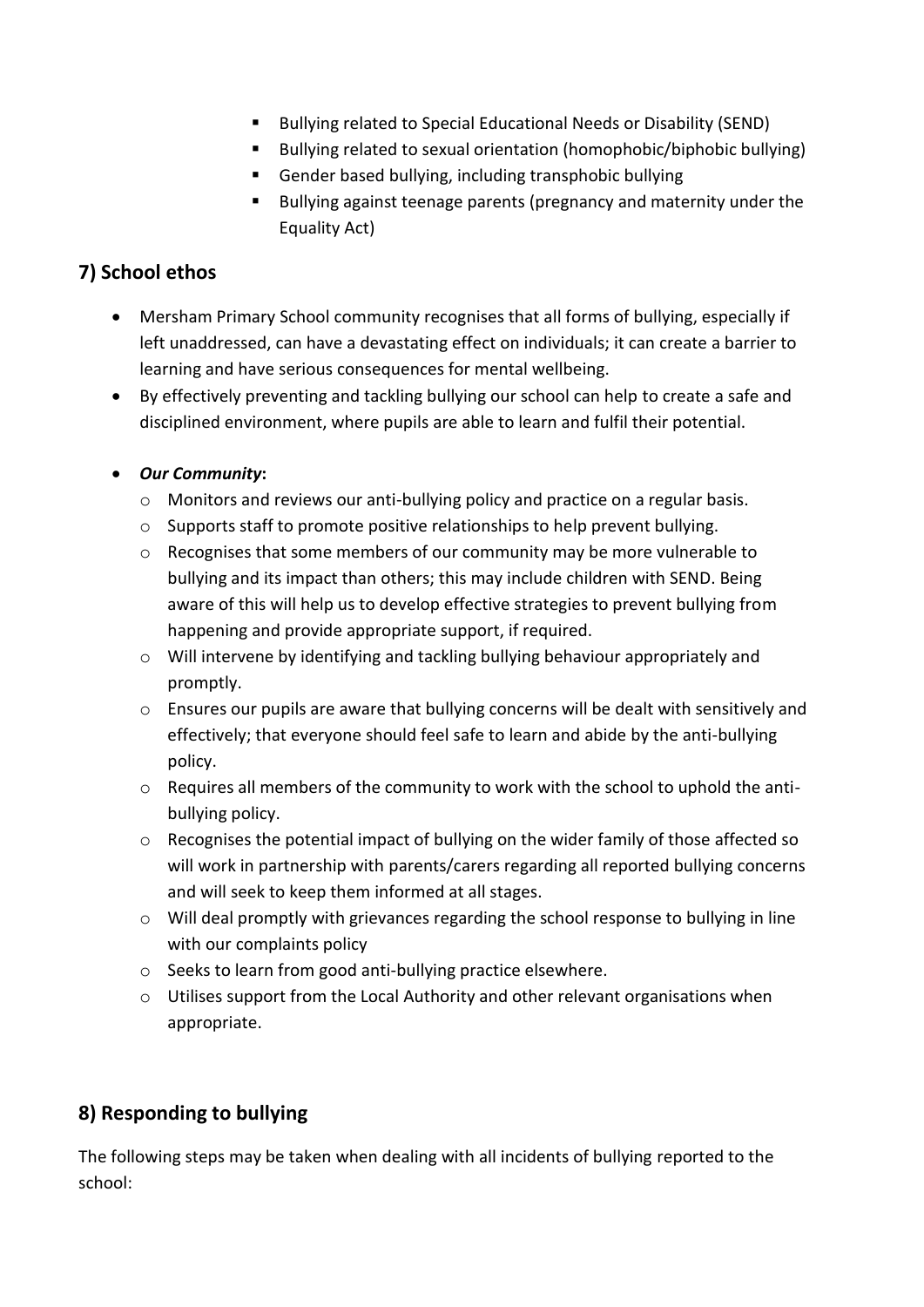- Bullying related to Special Educational Needs or Disability (SEND)
- Bullying related to sexual orientation (homophobic/biphobic bullying)
- Gender based bullying, including transphobic bullying
- Bullying against teenage parents (pregnancy and maternity under the Equality Act)

## 7) School ethos

- Mersham Primary School community recognises that all forms of bullying, especially if left unaddressed, can have a devastating effect on individuals; it can create a barrier to learning and have serious consequences for mental wellbeing.
- By effectively preventing and tackling bullying our school can help to create a safe and disciplined environment, where pupils are able to learn and fulfil their potential.
- ***Our Community*:**
  - Monitors and reviews our anti-bullying policy and practice on a regular basis.
  - Supports staff to promote positive relationships to help prevent bullying.
  - Recognises that some members of our community may be more vulnerable to bullying and its impact than others; this may include children with SEND. Being aware of this will help us to develop effective strategies to prevent bullying from happening and provide appropriate support, if required.
  - Will intervene by identifying and tackling bullying behaviour appropriately and promptly.
  - Ensures our pupils are aware that bullying concerns will be dealt with sensitively and effectively; that everyone should feel safe to learn and abide by the anti-bullying policy.
  - Requires all members of the community to work with the school to uphold the anti-bullying policy.
  - Recognises the potential impact of bullying on the wider family of those affected so will work in partnership with parents/carers regarding all reported bullying concerns and will seek to keep them informed at all stages.
  - Will deal promptly with grievances regarding the school response to bullying in line with our complaints policy
  - Seeks to learn from good anti-bullying practice elsewhere.
  - Utilises support from the Local Authority and other relevant organisations when appropriate.

## 8) Responding to bullying

The following steps may be taken when dealing with all incidents of bullying reported to the school: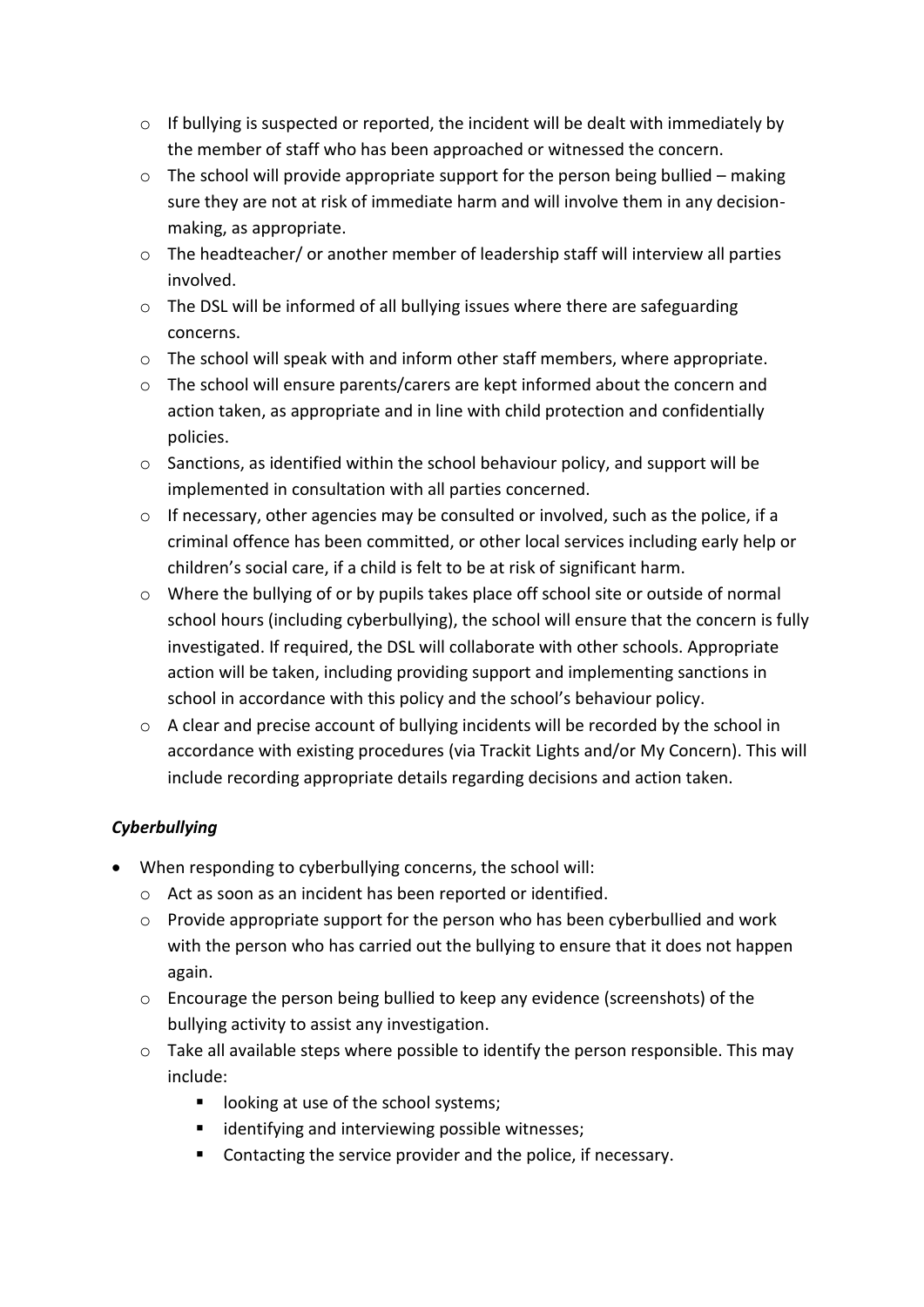- If bullying is suspected or reported, the incident will be dealt with immediately by the member of staff who has been approached or witnessed the concern.
- The school will provide appropriate support for the person being bullied – making sure they are not at risk of immediate harm and will involve them in any decision-making, as appropriate.
- The headteacher/ or another member of leadership staff will interview all parties involved.
- The DSL will be informed of all bullying issues where there are safeguarding concerns.
- The school will speak with and inform other staff members, where appropriate.
- The school will ensure parents/carers are kept informed about the concern and action taken, as appropriate and in line with child protection and confidentially policies.
- Sanctions, as identified within the school behaviour policy, and support will be implemented in consultation with all parties concerned.
- If necessary, other agencies may be consulted or involved, such as the police, if a criminal offence has been committed, or other local services including early help or children's social care, if a child is felt to be at risk of significant harm.
- Where the bullying of or by pupils takes place off school site or outside of normal school hours (including cyberbullying), the school will ensure that the concern is fully investigated. If required, the DSL will collaborate with other schools. Appropriate action will be taken, including providing support and implementing sanctions in school in accordance with this policy and the school's behaviour policy.
- A clear and precise account of bullying incidents will be recorded by the school in accordance with existing procedures (via Trackit Lights and/or My Concern). This will include recording appropriate details regarding decisions and action taken.

***Cyberbullying***

- When responding to cyberbullying concerns, the school will:
  - Act as soon as an incident has been reported or identified.
  - Provide appropriate support for the person who has been cyberbullied and work with the person who has carried out the bullying to ensure that it does not happen again.
  - Encourage the person being bullied to keep any evidence (screenshots) of the bullying activity to assist any investigation.
  - Take all available steps where possible to identify the person responsible. This may include:
    - looking at use of the school systems;
    - identifying and interviewing possible witnesses;
    - Contacting the service provider and the police, if necessary.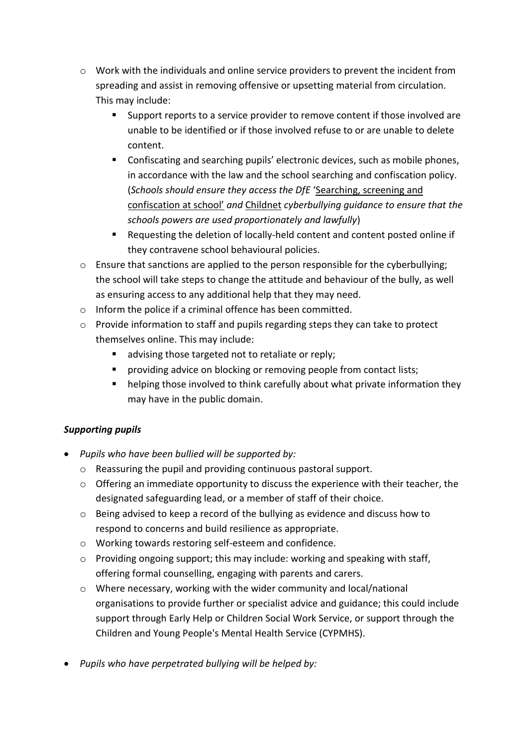- Work with the individuals and online service providers to prevent the incident from spreading and assist in removing offensive or upsetting material from circulation. This may include:
    - Support reports to a service provider to remove content if those involved are unable to be identified or if those involved refuse to or are unable to delete content.
    - Confiscating and searching pupils' electronic devices, such as mobile phones, in accordance with the law and the school searching and confiscation policy. (*Schools should ensure they access the DfE* '[Searching, screening and confiscation at school](#)' *and* [Childnet](#) *cyberbullying guidance to ensure that the schools powers are used proportionately and lawfully*)
    - Requesting the deletion of locally-held content and content posted online if they contravene school behavioural policies.
- Ensure that sanctions are applied to the person responsible for the cyberbullying; the school will take steps to change the attitude and behaviour of the bully, as well as ensuring access to any additional help that they may need.
- Inform the police if a criminal offence has been committed.
- Provide information to staff and pupils regarding steps they can take to protect themselves online. This may include:
    - advising those targeted not to retaliate or reply;
    - providing advice on blocking or removing people from contact lists;
    - helping those involved to think carefully about what private information they may have in the public domain.

***Supporting pupils***

- *Pupils who have been bullied will be supported by:*
    - Reassuring the pupil and providing continuous pastoral support.
    - Offering an immediate opportunity to discuss the experience with their teacher, the designated safeguarding lead, or a member of staff of their choice.
    - Being advised to keep a record of the bullying as evidence and discuss how to respond to concerns and build resilience as appropriate.
    - Working towards restoring self-esteem and confidence.
    - Providing ongoing support; this may include: working and speaking with staff, offering formal counselling, engaging with parents and carers.
    - Where necessary, working with the wider community and local/national organisations to provide further or specialist advice and guidance; this could include support through Early Help or Children Social Work Service, or support through the Children and Young People's Mental Health Service (CYPMHS).

- *Pupils who have perpetrated bullying will be helped by:*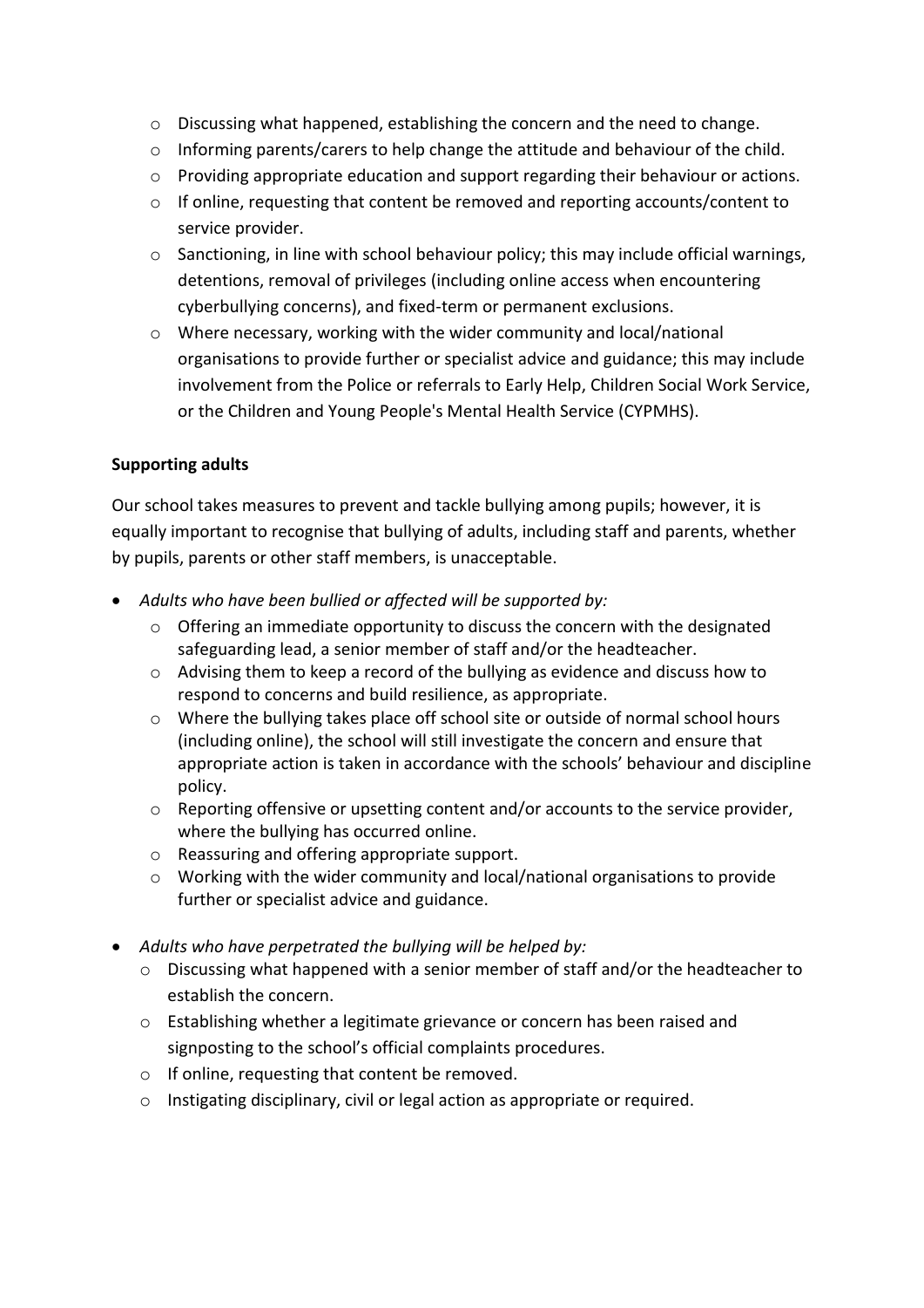- Discussing what happened, establishing the concern and the need to change.
  - Informing parents/carers to help change the attitude and behaviour of the child.
  - Providing appropriate education and support regarding their behaviour or actions.
  - If online, requesting that content be removed and reporting accounts/content to service provider.
  - Sanctioning, in line with school behaviour policy; this may include official warnings, detentions, removal of privileges (including online access when encountering cyberbullying concerns), and fixed-term or permanent exclusions.
  - Where necessary, working with the wider community and local/national organisations to provide further or specialist advice and guidance; this may include involvement from the Police or referrals to Early Help, Children Social Work Service, or the Children and Young People's Mental Health Service (CYPMHS).

**Supporting adults**

Our school takes measures to prevent and tackle bullying among pupils; however, it is equally important to recognise that bullying of adults, including staff and parents, whether by pupils, parents or other staff members, is unacceptable.

- *Adults who have been bullied or affected will be supported by:*
  - Offering an immediate opportunity to discuss the concern with the designated safeguarding lead, a senior member of staff and/or the headteacher.
  - Advising them to keep a record of the bullying as evidence and discuss how to respond to concerns and build resilience, as appropriate.
  - Where the bullying takes place off school site or outside of normal school hours (including online), the school will still investigate the concern and ensure that appropriate action is taken in accordance with the schools' behaviour and discipline policy.
  - Reporting offensive or upsetting content and/or accounts to the service provider, where the bullying has occurred online.
  - Reassuring and offering appropriate support.
  - Working with the wider community and local/national organisations to provide further or specialist advice and guidance.

- *Adults who have perpetrated the bullying will be helped by:*
  - Discussing what happened with a senior member of staff and/or the headteacher to establish the concern.
  - Establishing whether a legitimate grievance or concern has been raised and signposting to the school's official complaints procedures.
  - If online, requesting that content be removed.
  - Instigating disciplinary, civil or legal action as appropriate or required.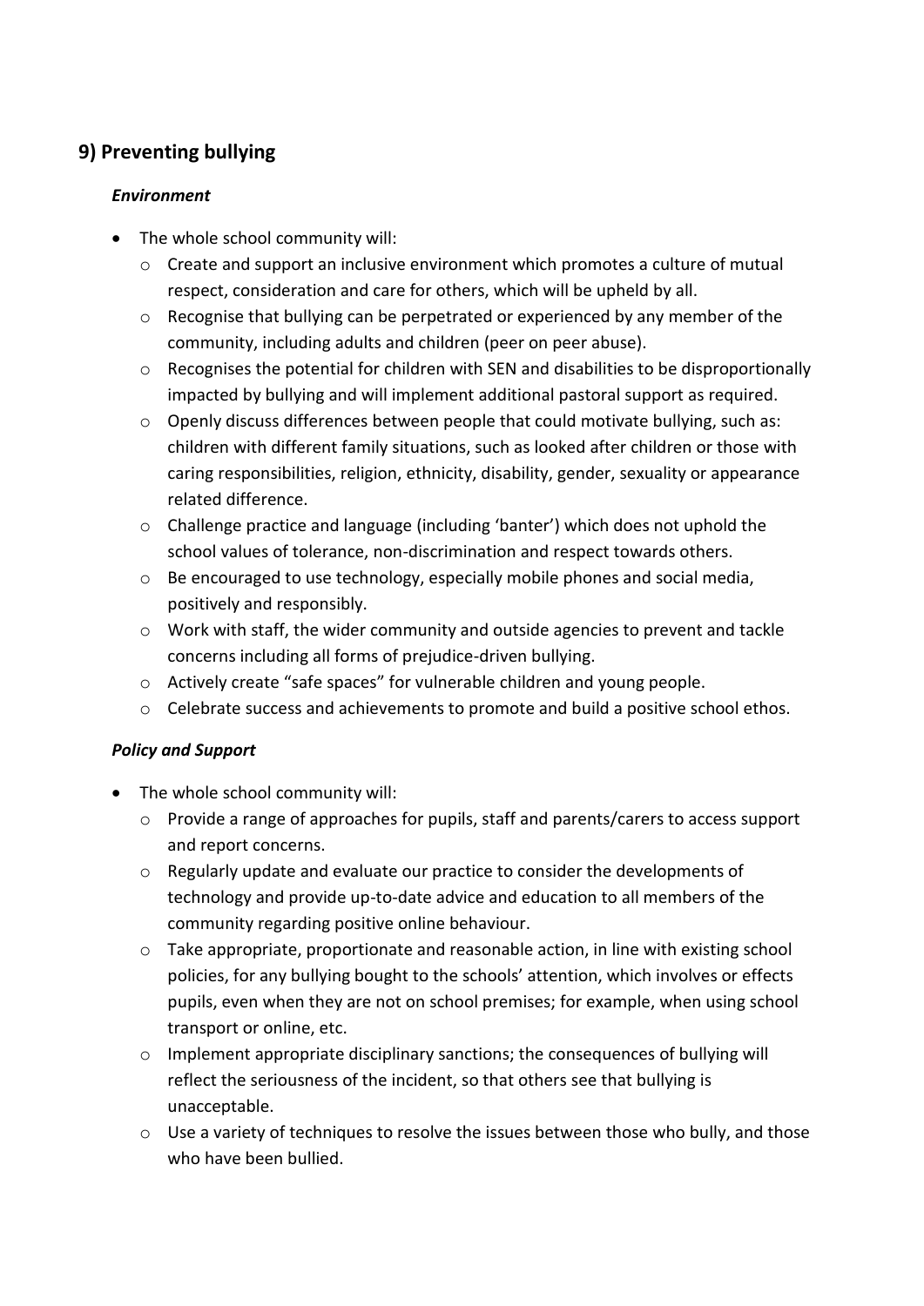## 9) Preventing bullying

***Environment***

- The whole school community will:
  - Create and support an inclusive environment which promotes a culture of mutual respect, consideration and care for others, which will be upheld by all.
  - Recognise that bullying can be perpetrated or experienced by any member of the community, including adults and children (peer on peer abuse).
  - Recognises the potential for children with SEN and disabilities to be disproportionally impacted by bullying and will implement additional pastoral support as required.
  - Openly discuss differences between people that could motivate bullying, such as: children with different family situations, such as looked after children or those with caring responsibilities, religion, ethnicity, disability, gender, sexuality or appearance related difference.
  - Challenge practice and language (including 'banter') which does not uphold the school values of tolerance, non-discrimination and respect towards others.
  - Be encouraged to use technology, especially mobile phones and social media, positively and responsibly.
  - Work with staff, the wider community and outside agencies to prevent and tackle concerns including all forms of prejudice-driven bullying.
  - Actively create "safe spaces" for vulnerable children and young people.
  - Celebrate success and achievements to promote and build a positive school ethos.

***Policy and Support***

- The whole school community will:
  - Provide a range of approaches for pupils, staff and parents/carers to access support and report concerns.
  - Regularly update and evaluate our practice to consider the developments of technology and provide up-to-date advice and education to all members of the community regarding positive online behaviour.
  - Take appropriate, proportionate and reasonable action, in line with existing school policies, for any bullying bought to the schools' attention, which involves or effects pupils, even when they are not on school premises; for example, when using school transport or online, etc.
  - Implement appropriate disciplinary sanctions; the consequences of bullying will reflect the seriousness of the incident, so that others see that bullying is unacceptable.
  - Use a variety of techniques to resolve the issues between those who bully, and those who have been bullied.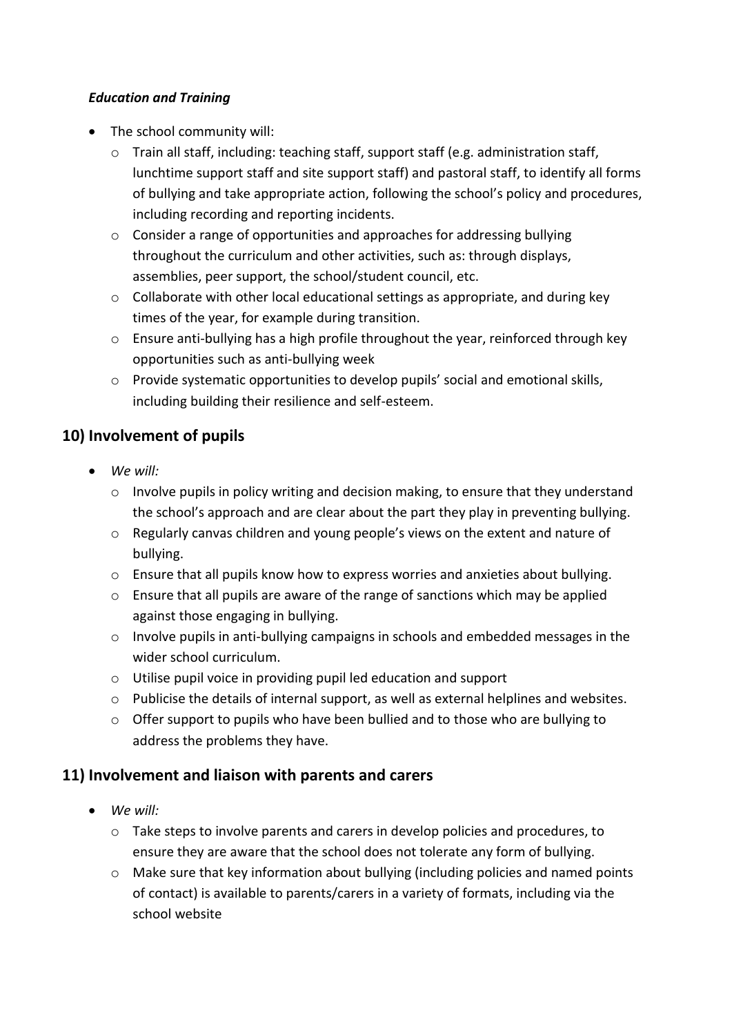***Education and Training***

- The school community will:
  - Train all staff, including: teaching staff, support staff (e.g. administration staff, lunchtime support staff and site support staff) and pastoral staff, to identify all forms of bullying and take appropriate action, following the school's policy and procedures, including recording and reporting incidents.
  - Consider a range of opportunities and approaches for addressing bullying throughout the curriculum and other activities, such as: through displays, assemblies, peer support, the school/student council, etc.
  - Collaborate with other local educational settings as appropriate, and during key times of the year, for example during transition.
  - Ensure anti-bullying has a high profile throughout the year, reinforced through key opportunities such as anti-bullying week
  - Provide systematic opportunities to develop pupils' social and emotional skills, including building their resilience and self-esteem.

## 10) Involvement of pupils

- *We will:*
  - Involve pupils in policy writing and decision making, to ensure that they understand the school's approach and are clear about the part they play in preventing bullying.
  - Regularly canvas children and young people's views on the extent and nature of bullying.
  - Ensure that all pupils know how to express worries and anxieties about bullying.
  - Ensure that all pupils are aware of the range of sanctions which may be applied against those engaging in bullying.
  - Involve pupils in anti-bullying campaigns in schools and embedded messages in the wider school curriculum.
  - Utilise pupil voice in providing pupil led education and support
  - Publicise the details of internal support, as well as external helplines and websites.
  - Offer support to pupils who have been bullied and to those who are bullying to address the problems they have.

## 11) Involvement and liaison with parents and carers

- *We will:*
  - Take steps to involve parents and carers in develop policies and procedures, to ensure they are aware that the school does not tolerate any form of bullying.
  - Make sure that key information about bullying (including policies and named points of contact) is available to parents/carers in a variety of formats, including via the school website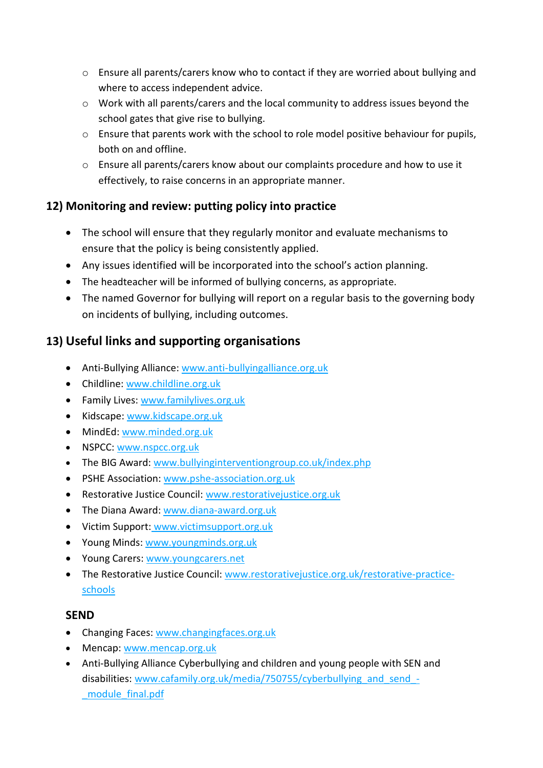- Ensure all parents/carers know who to contact if they are worried about bullying and where to access independent advice.
- Work with all parents/carers and the local community to address issues beyond the school gates that give rise to bullying.
- Ensure that parents work with the school to role model positive behaviour for pupils, both on and offline.
- Ensure all parents/carers know about our complaints procedure and how to use it effectively, to raise concerns in an appropriate manner.

## 12) Monitoring and review: putting policy into practice

- The school will ensure that they regularly monitor and evaluate mechanisms to ensure that the policy is being consistently applied.
- Any issues identified will be incorporated into the school's action planning.
- The headteacher will be informed of bullying concerns, as appropriate.
- The named Governor for bullying will report on a regular basis to the governing body on incidents of bullying, including outcomes.

## 13) Useful links and supporting organisations

- Anti-Bullying Alliance: www.anti-bullyingalliance.org.uk
- Childline: www.childline.org.uk
- Family Lives: www.familylives.org.uk
- Kidscape: www.kidscape.org.uk
- MindEd: www.minded.org.uk
- NSPCC: www.nspcc.org.uk
- The BIG Award: www.bullyinginterventiongroup.co.uk/index.php
- PSHE Association: www.pshe-association.org.uk
- Restorative Justice Council: www.restorativejustice.org.uk
- The Diana Award: www.diana-award.org.uk
- Victim Support: www.victimsupport.org.uk
- Young Minds: www.youngminds.org.uk
- Young Carers: www.youngcarers.net
- The Restorative Justice Council: www.restorativejustice.org.uk/restorative-practice-schools

### SEND

- Changing Faces: www.changingfaces.org.uk
- Mencap: www.mencap.org.uk
- Anti-Bullying Alliance Cyberbullying and children and young people with SEN and disabilities: www.cafamily.org.uk/media/750755/cyberbullying_and_send_-_module_final.pdf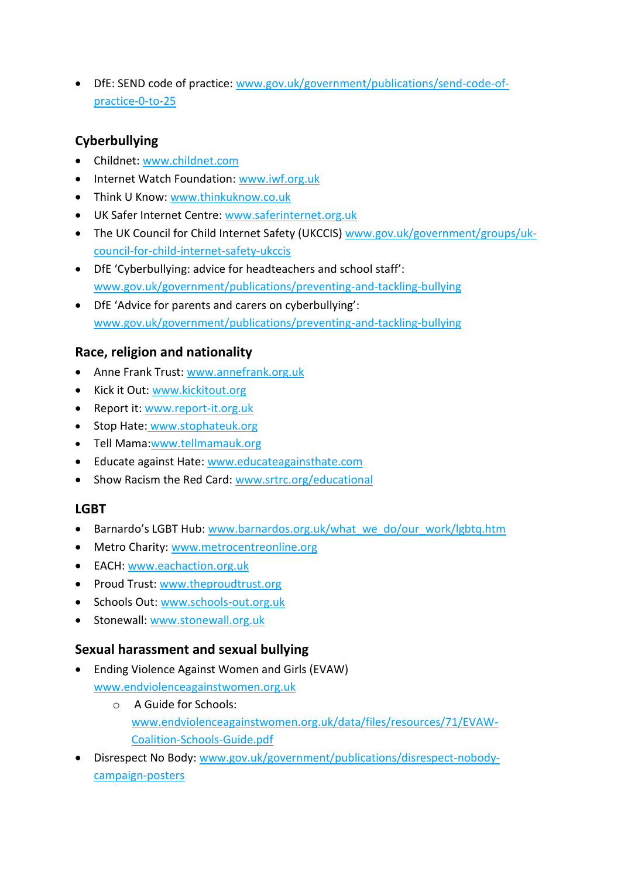- DfE: SEND code of practice: www.gov.uk/government/publications/send-code-of-practice-0-to-25

## Cyberbullying

- Childnet: www.childnet.com
- Internet Watch Foundation: www.iwf.org.uk
- Think U Know: www.thinkuknow.co.uk
- UK Safer Internet Centre: www.saferinternet.org.uk
- The UK Council for Child Internet Safety (UKCCIS) www.gov.uk/government/groups/uk-council-for-child-internet-safety-ukccis
- DfE 'Cyberbullying: advice for headteachers and school staff': www.gov.uk/government/publications/preventing-and-tackling-bullying
- DfE 'Advice for parents and carers on cyberbullying': www.gov.uk/government/publications/preventing-and-tackling-bullying

## Race, religion and nationality

- Anne Frank Trust: www.annefrank.org.uk
- Kick it Out: www.kickitout.org
- Report it: www.report-it.org.uk
- Stop Hate: www.stophateuk.org
- Tell Mama:www.tellmamauk.org
- Educate against Hate: www.educateagainsthate.com
- Show Racism the Red Card: www.srtrc.org/educational

## LGBT

- Barnardo's LGBT Hub: www.barnardos.org.uk/what_we_do/our_work/lgbtq.htm
- Metro Charity: www.metrocentreonline.org
- EACH: www.eachaction.org.uk
- Proud Trust: www.theproudtrust.org
- Schools Out: www.schools-out.org.uk
- Stonewall: www.stonewall.org.uk

## Sexual harassment and sexual bullying

- Ending Violence Against Women and Girls (EVAW) www.endviolenceagainstwomen.org.uk
  - A Guide for Schools: www.endviolenceagainstwomen.org.uk/data/files/resources/71/EVAW-Coalition-Schools-Guide.pdf
- Disrespect No Body: www.gov.uk/government/publications/disrespect-nobody-campaign-posters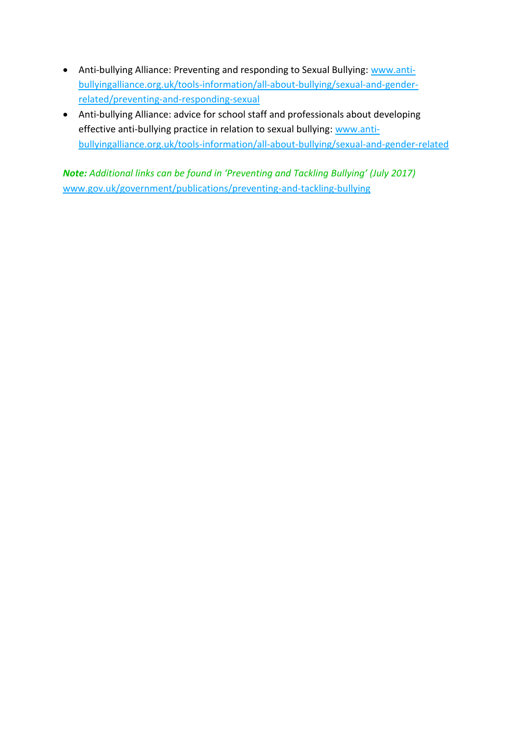- Anti-bullying Alliance: Preventing and responding to Sexual Bullying: www.anti-bullyingalliance.org.uk/tools-information/all-about-bullying/sexual-and-gender-related/preventing-and-responding-sexual
- Anti-bullying Alliance: advice for school staff and professionals about developing effective anti-bullying practice in relation to sexual bullying: www.anti-bullyingalliance.org.uk/tools-information/all-about-bullying/sexual-and-gender-related

***Note:*** *Additional links can be found in 'Preventing and Tackling Bullying' (July 2017)* www.gov.uk/government/publications/preventing-and-tackling-bullying